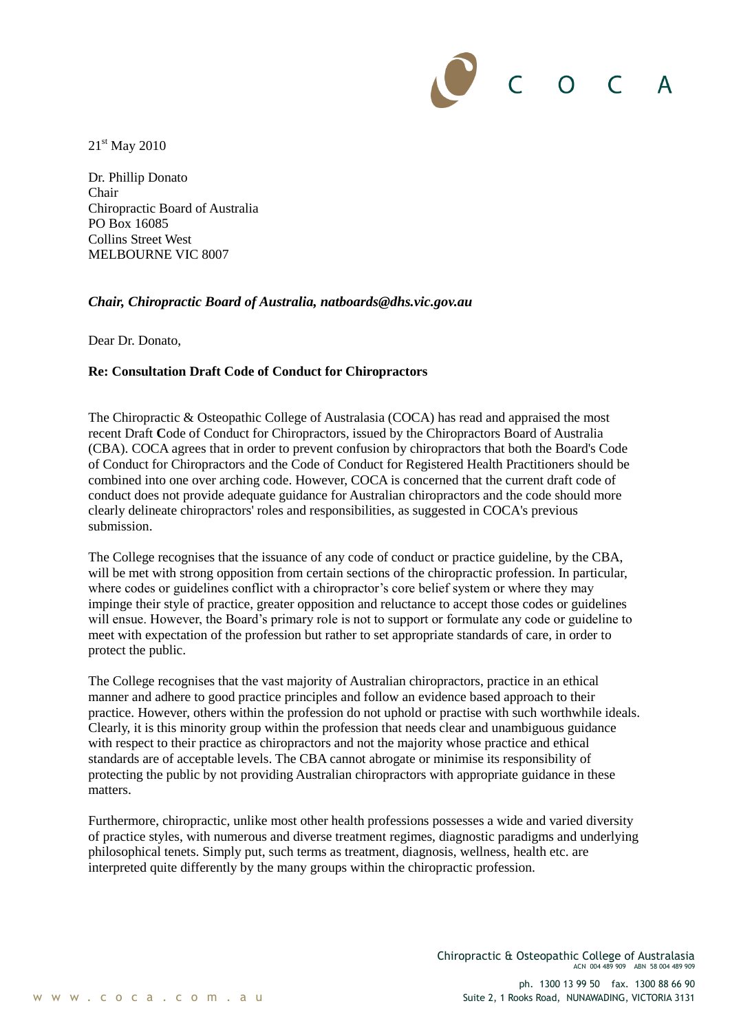21st May 2010

Dr. Phillip Donato
Chair
Chiropractic Board of Australia
PO Box 16085
Collins Street West
MELBOURNE VIC 8007

***Chair, Chiropractic Board of Australia, natboards@dhs.vic.gov.au***

Dear Dr. Donato,

**Re: Consultation Draft Code of Conduct for Chiropractors**

The Chiropractic & Osteopathic College of Australasia (COCA) has read and appraised the most recent Draft **C**ode of Conduct for Chiropractors, issued by the Chiropractors Board of Australia (CBA). COCA agrees that in order to prevent confusion by chiropractors that both the Board's Code of Conduct for Chiropractors and the Code of Conduct for Registered Health Practitioners should be combined into one over arching code. However, COCA is concerned that the current draft code of conduct does not provide adequate guidance for Australian chiropractors and the code should more clearly delineate chiropractors' roles and responsibilities, as suggested in COCA's previous submission.

The College recognises that the issuance of any code of conduct or practice guideline, by the CBA, will be met with strong opposition from certain sections of the chiropractic profession. In particular, where codes or guidelines conflict with a chiropractor's core belief system or where they may impinge their style of practice, greater opposition and reluctance to accept those codes or guidelines will ensue. However, the Board's primary role is not to support or formulate any code or guideline to meet with expectation of the profession but rather to set appropriate standards of care, in order to protect the public.

The College recognises that the vast majority of Australian chiropractors, practice in an ethical manner and adhere to good practice principles and follow an evidence based approach to their practice. However, others within the profession do not uphold or practise with such worthwhile ideals. Clearly, it is this minority group within the profession that needs clear and unambiguous guidance with respect to their practice as chiropractors and not the majority whose practice and ethical standards are of acceptable levels. The CBA cannot abrogate or minimise its responsibility of protecting the public by not providing Australian chiropractors with appropriate guidance in these matters.

Furthermore, chiropractic, unlike most other health professions possesses a wide and varied diversity of practice styles, with numerous and diverse treatment regimes, diagnostic paradigms and underlying philosophical tenets. Simply put, such terms as treatment, diagnosis, wellness, health etc. are interpreted quite differently by the many groups within the chiropractic profession.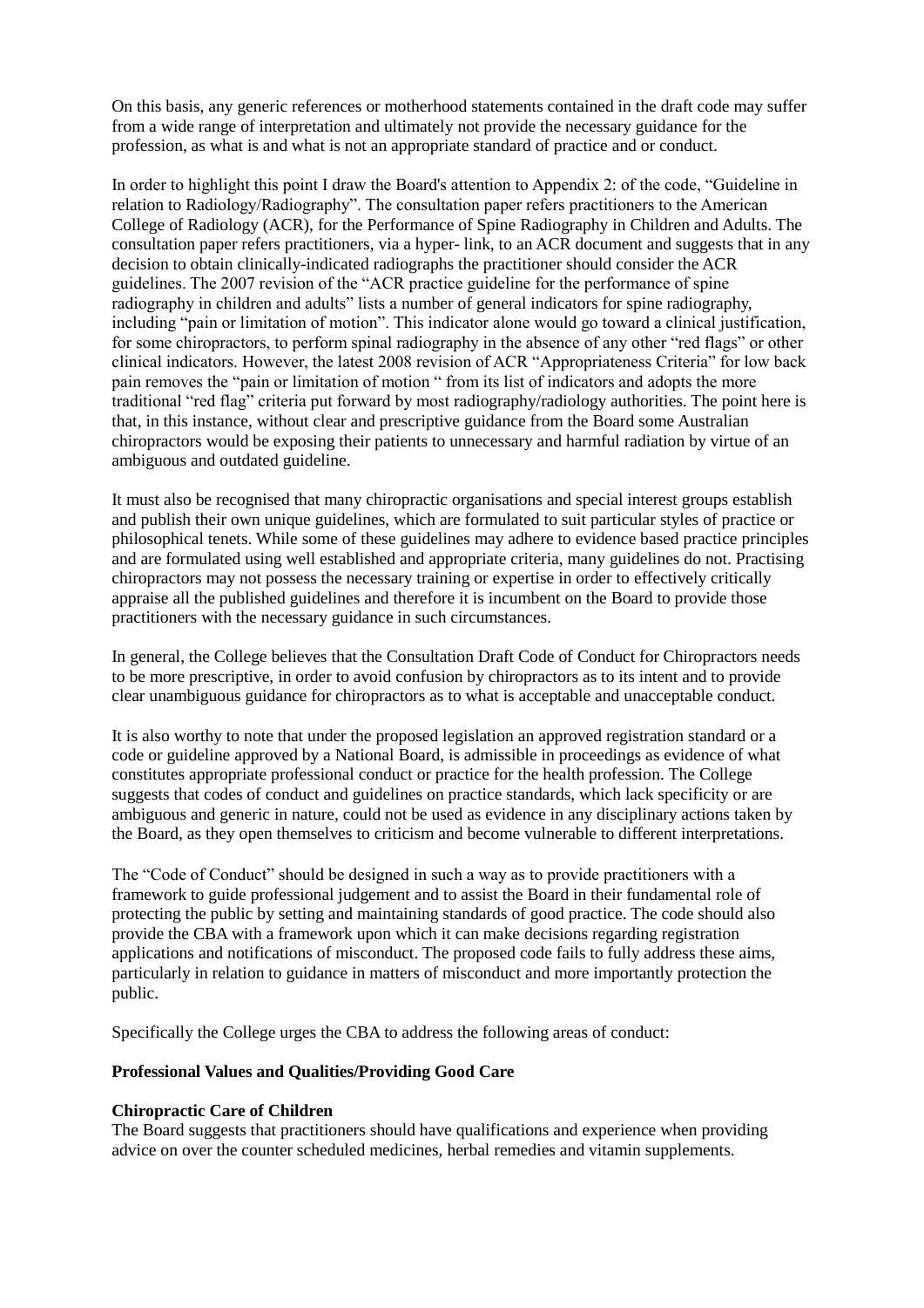On this basis, any generic references or motherhood statements contained in the draft code may suffer from a wide range of interpretation and ultimately not provide the necessary guidance for the profession, as what is and what is not an appropriate standard of practice and or conduct.

In order to highlight this point I draw the Board's attention to Appendix 2: of the code, "Guideline in relation to Radiology/Radiography". The consultation paper refers practitioners to the American College of Radiology (ACR), for the Performance of Spine Radiography in Children and Adults. The consultation paper refers practitioners, via a hyper- link, to an ACR document and suggests that in any decision to obtain clinically-indicated radiographs the practitioner should consider the ACR guidelines. The 2007 revision of the "ACR practice guideline for the performance of spine radiography in children and adults" lists a number of general indicators for spine radiography, including "pain or limitation of motion". This indicator alone would go toward a clinical justification, for some chiropractors, to perform spinal radiography in the absence of any other "red flags" or other clinical indicators. However, the latest 2008 revision of ACR "Appropriateness Criteria" for low back pain removes the "pain or limitation of motion " from its list of indicators and adopts the more traditional "red flag" criteria put forward by most radiography/radiology authorities. The point here is that, in this instance, without clear and prescriptive guidance from the Board some Australian chiropractors would be exposing their patients to unnecessary and harmful radiation by virtue of an ambiguous and outdated guideline.

It must also be recognised that many chiropractic organisations and special interest groups establish and publish their own unique guidelines, which are formulated to suit particular styles of practice or philosophical tenets. While some of these guidelines may adhere to evidence based practice principles and are formulated using well established and appropriate criteria, many guidelines do not. Practising chiropractors may not possess the necessary training or expertise in order to effectively critically appraise all the published guidelines and therefore it is incumbent on the Board to provide those practitioners with the necessary guidance in such circumstances.

In general, the College believes that the Consultation Draft Code of Conduct for Chiropractors needs to be more prescriptive, in order to avoid confusion by chiropractors as to its intent and to provide clear unambiguous guidance for chiropractors as to what is acceptable and unacceptable conduct.

It is also worthy to note that under the proposed legislation an approved registration standard or a code or guideline approved by a National Board, is admissible in proceedings as evidence of what constitutes appropriate professional conduct or practice for the health profession. The College suggests that codes of conduct and guidelines on practice standards, which lack specificity or are ambiguous and generic in nature, could not be used as evidence in any disciplinary actions taken by the Board, as they open themselves to criticism and become vulnerable to different interpretations.

The "Code of Conduct" should be designed in such a way as to provide practitioners with a framework to guide professional judgement and to assist the Board in their fundamental role of protecting the public by setting and maintaining standards of good practice. The code should also provide the CBA with a framework upon which it can make decisions regarding registration applications and notifications of misconduct. The proposed code fails to fully address these aims, particularly in relation to guidance in matters of misconduct and more importantly protection the public.

Specifically the College urges the CBA to address the following areas of conduct:

**Professional Values and Qualities/Providing Good Care**

**Chiropractic Care of Children**

The Board suggests that practitioners should have qualifications and experience when providing advice on over the counter scheduled medicines, herbal remedies and vitamin supplements.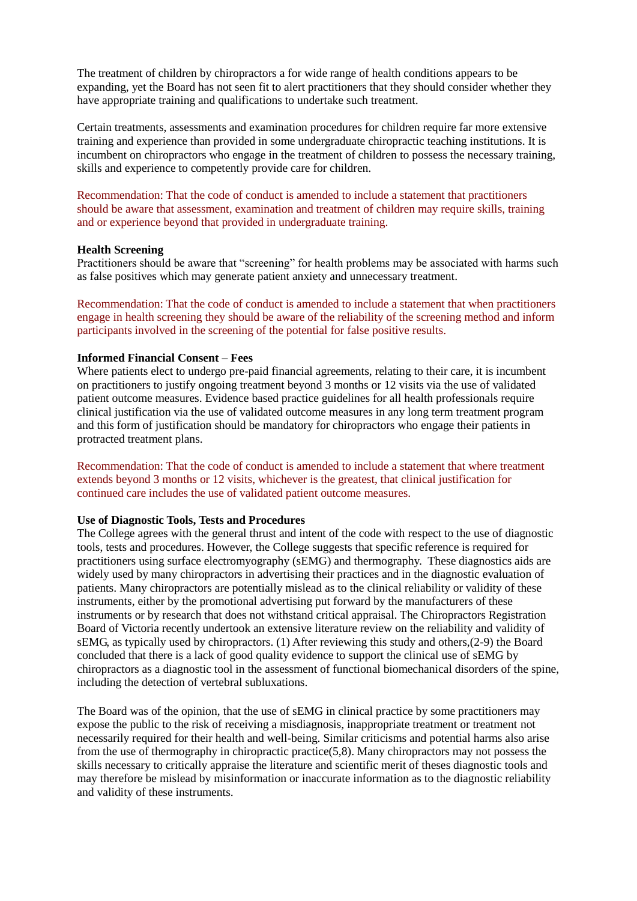The treatment of children by chiropractors a for wide range of health conditions appears to be expanding, yet the Board has not seen fit to alert practitioners that they should consider whether they have appropriate training and qualifications to undertake such treatment.

Certain treatments, assessments and examination procedures for children require far more extensive training and experience than provided in some undergraduate chiropractic teaching institutions. It is incumbent on chiropractors who engage in the treatment of children to possess the necessary training, skills and experience to competently provide care for children.

Recommendation: That the code of conduct is amended to include a statement that practitioners should be aware that assessment, examination and treatment of children may require skills, training and or experience beyond that provided in undergraduate training.

**Health Screening**

Practitioners should be aware that "screening" for health problems may be associated with harms such as false positives which may generate patient anxiety and unnecessary treatment.

Recommendation: That the code of conduct is amended to include a statement that when practitioners engage in health screening they should be aware of the reliability of the screening method and inform participants involved in the screening of the potential for false positive results.

**Informed Financial Consent – Fees**

Where patients elect to undergo pre-paid financial agreements, relating to their care, it is incumbent on practitioners to justify ongoing treatment beyond 3 months or 12 visits via the use of validated patient outcome measures. Evidence based practice guidelines for all health professionals require clinical justification via the use of validated outcome measures in any long term treatment program and this form of justification should be mandatory for chiropractors who engage their patients in protracted treatment plans.

Recommendation: That the code of conduct is amended to include a statement that where treatment extends beyond 3 months or 12 visits, whichever is the greatest, that clinical justification for continued care includes the use of validated patient outcome measures.

**Use of Diagnostic Tools, Tests and Procedures**

The College agrees with the general thrust and intent of the code with respect to the use of diagnostic tools, tests and procedures. However, the College suggests that specific reference is required for practitioners using surface electromyography (sEMG) and thermography. These diagnostics aids are widely used by many chiropractors in advertising their practices and in the diagnostic evaluation of patients. Many chiropractors are potentially mislead as to the clinical reliability or validity of these instruments, either by the promotional advertising put forward by the manufacturers of these instruments or by research that does not withstand critical appraisal. The Chiropractors Registration Board of Victoria recently undertook an extensive literature review on the reliability and validity of sEMG, as typically used by chiropractors. (1) After reviewing this study and others,(2-9) the Board concluded that there is a lack of good quality evidence to support the clinical use of sEMG by chiropractors as a diagnostic tool in the assessment of functional biomechanical disorders of the spine, including the detection of vertebral subluxations.

The Board was of the opinion, that the use of sEMG in clinical practice by some practitioners may expose the public to the risk of receiving a misdiagnosis, inappropriate treatment or treatment not necessarily required for their health and well-being. Similar criticisms and potential harms also arise from the use of thermography in chiropractic practice(5,8). Many chiropractors may not possess the skills necessary to critically appraise the literature and scientific merit of theses diagnostic tools and may therefore be mislead by misinformation or inaccurate information as to the diagnostic reliability and validity of these instruments.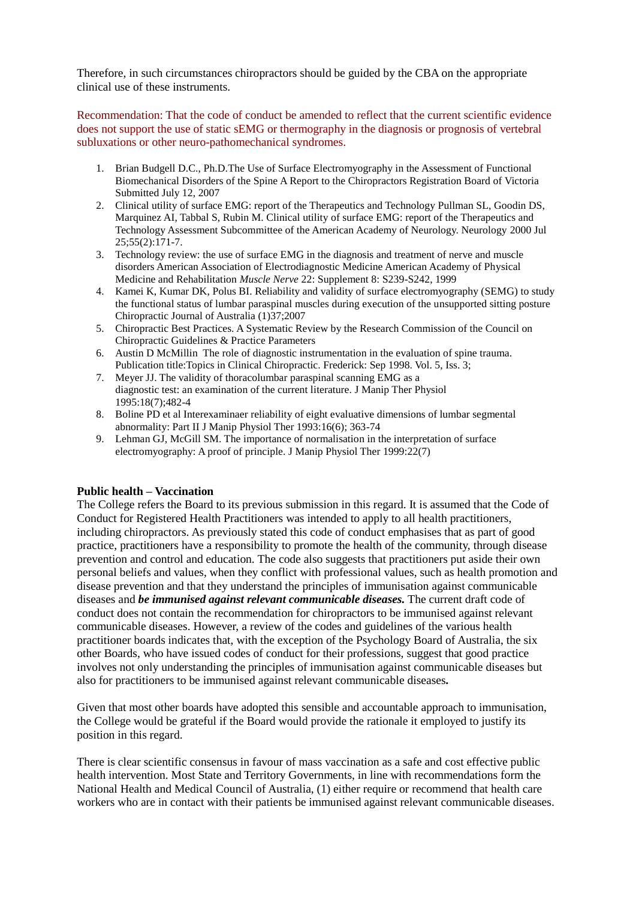Therefore, in such circumstances chiropractors should be guided by the CBA on the appropriate clinical use of these instruments.

Recommendation: That the code of conduct be amended to reflect that the current scientific evidence does not support the use of static sEMG or thermography in the diagnosis or prognosis of vertebral subluxations or other neuro-pathomechanical syndromes.

1. Brian Budgell D.C., Ph.D.The Use of Surface Electromyography in the Assessment of Functional Biomechanical Disorders of the Spine A Report to the Chiropractors Registration Board of Victoria Submitted July 12, 2007
2. Clinical utility of surface EMG: report of the Therapeutics and Technology Pullman SL, Goodin DS, Marquinez AI, Tabbal S, Rubin M. Clinical utility of surface EMG: report of the Therapeutics and Technology Assessment Subcommittee of the American Academy of Neurology. Neurology 2000 Jul 25;55(2):171-7.
3. Technology review: the use of surface EMG in the diagnosis and treatment of nerve and muscle disorders American Association of Electrodiagnostic Medicine American Academy of Physical Medicine and Rehabilitation *Muscle Nerve* 22: Supplement 8: S239-S242, 1999
4. Kamei K, Kumar DK, Polus BI. Reliability and validity of surface electromyography (SEMG) to study the functional status of lumbar paraspinal muscles during execution of the unsupported sitting posture Chiropractic Journal of Australia (1)37;2007
5. Chiropractic Best Practices. A Systematic Review by the Research Commission of the Council on Chiropractic Guidelines & Practice Parameters
6. Austin D McMillin The role of diagnostic instrumentation in the evaluation of spine trauma. Publication title:Topics in Clinical Chiropractic. Frederick: Sep 1998. Vol. 5, Iss. 3;
7. Meyer JJ. The validity of thoracolumbar paraspinal scanning EMG as a diagnostic test: an examination of the current literature. J Manip Ther Physiol 1995:18(7);482-4
8. Boline PD et al Interexaminaer reliability of eight evaluative dimensions of lumbar segmental abnormality: Part II J Manip Physiol Ther 1993:16(6); 363-74
9. Lehman GJ, McGill SM. The importance of normalisation in the interpretation of surface electromyography: A proof of principle. J Manip Physiol Ther 1999:22(7)

**Public health – Vaccination**

The College refers the Board to its previous submission in this regard. It is assumed that the Code of Conduct for Registered Health Practitioners was intended to apply to all health practitioners, including chiropractors. As previously stated this code of conduct emphasises that as part of good practice, practitioners have a responsibility to promote the health of the community, through disease prevention and control and education. The code also suggests that practitioners put aside their own personal beliefs and values, when they conflict with professional values, such as health promotion and disease prevention and that they understand the principles of immunisation against communicable diseases and ***be immunised against relevant communicable diseases.*** The current draft code of conduct does not contain the recommendation for chiropractors to be immunised against relevant communicable diseases. However, a review of the codes and guidelines of the various health practitioner boards indicates that, with the exception of the Psychology Board of Australia, the six other Boards, who have issued codes of conduct for their professions, suggest that good practice involves not only understanding the principles of immunisation against communicable diseases but also for practitioners to be immunised against relevant communicable diseases**.**

Given that most other boards have adopted this sensible and accountable approach to immunisation, the College would be grateful if the Board would provide the rationale it employed to justify its position in this regard.

There is clear scientific consensus in favour of mass vaccination as a safe and cost effective public health intervention. Most State and Territory Governments, in line with recommendations form the National Health and Medical Council of Australia, (1) either require or recommend that health care workers who are in contact with their patients be immunised against relevant communicable diseases.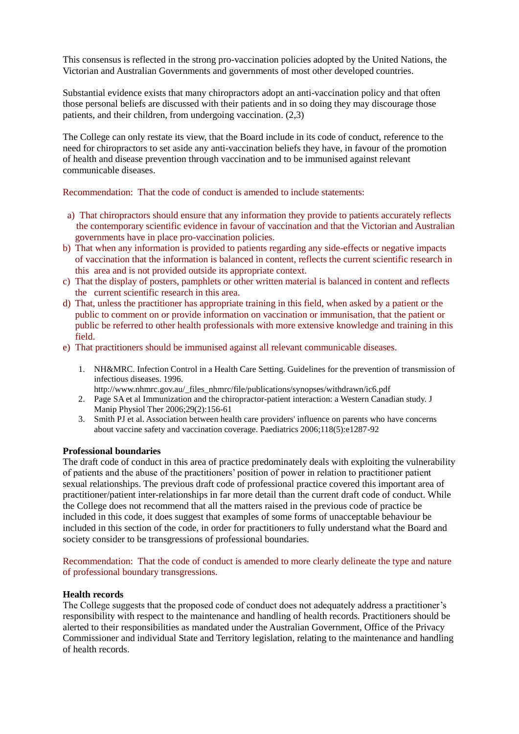This consensus is reflected in the strong pro-vaccination policies adopted by the United Nations, the Victorian and Australian Governments and governments of most other developed countries.

Substantial evidence exists that many chiropractors adopt an anti-vaccination policy and that often those personal beliefs are discussed with their patients and in so doing they may discourage those patients, and their children, from undergoing vaccination. (2,3)

The College can only restate its view, that the Board include in its code of conduct, reference to the need for chiropractors to set aside any anti-vaccination beliefs they have, in favour of the promotion of health and disease prevention through vaccination and to be immunised against relevant communicable diseases.

Recommendation: That the code of conduct is amended to include statements:

a) That chiropractors should ensure that any information they provide to patients accurately reflects the contemporary scientific evidence in favour of vaccination and that the Victorian and Australian governments have in place pro-vaccination policies.
b) That when any information is provided to patients regarding any side-effects or negative impacts of vaccination that the information is balanced in content, reflects the current scientific research in this area and is not provided outside its appropriate context.
c) That the display of posters, pamphlets or other written material is balanced in content and reflects the current scientific research in this area.
d) That, unless the practitioner has appropriate training in this field, when asked by a patient or the public to comment on or provide information on vaccination or immunisation, that the patient or public be referred to other health professionals with more extensive knowledge and training in this field.
e) That practitioners should be immunised against all relevant communicable diseases.

1. NH&MRC. Infection Control in a Health Care Setting. Guidelines for the prevention of transmission of infectious diseases. 1996. http://www.nhmrc.gov.au/_files_nhmrc/file/publications/synopses/withdrawn/ic6.pdf
2. Page SA et al Immunization and the chiropractor-patient interaction: a Western Canadian study. J Manip Physiol Ther 2006;29(2):156-61
3. Smith PJ et al. Association between health care providers' influence on parents who have concerns about vaccine safety and vaccination coverage. Paediatrics 2006;118(5):e1287-92

**Professional boundaries**

The draft code of conduct in this area of practice predominately deals with exploiting the vulnerability of patients and the abuse of the practitioners' position of power in relation to practitioner patient sexual relationships. The previous draft code of professional practice covered this important area of practitioner/patient inter-relationships in far more detail than the current draft code of conduct. While the College does not recommend that all the matters raised in the previous code of practice be included in this code, it does suggest that examples of some forms of unacceptable behaviour be included in this section of the code, in order for practitioners to fully understand what the Board and society consider to be transgressions of professional boundaries.

Recommendation: That the code of conduct is amended to more clearly delineate the type and nature of professional boundary transgressions.

**Health records**

The College suggests that the proposed code of conduct does not adequately address a practitioner's responsibility with respect to the maintenance and handling of health records. Practitioners should be alerted to their responsibilities as mandated under the Australian Government, Office of the Privacy Commissioner and individual State and Territory legislation, relating to the maintenance and handling of health records.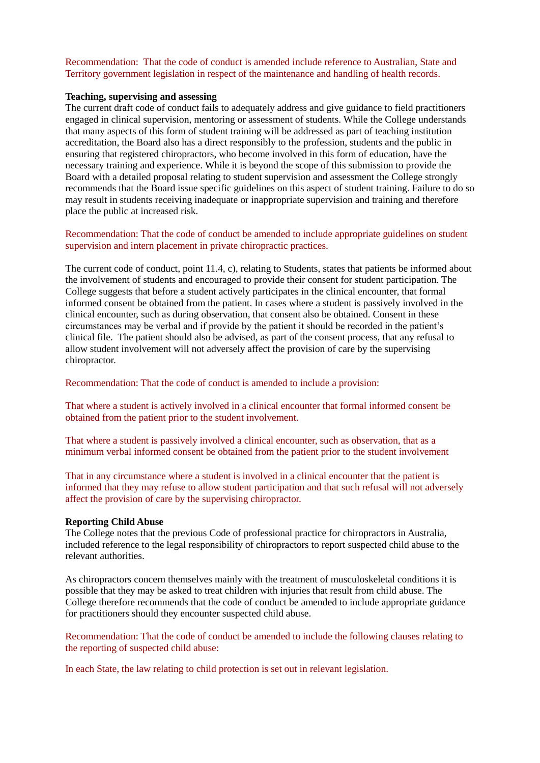Recommendation: That the code of conduct is amended include reference to Australian, State and Territory government legislation in respect of the maintenance and handling of health records.

**Teaching, supervising and assessing**

The current draft code of conduct fails to adequately address and give guidance to field practitioners engaged in clinical supervision, mentoring or assessment of students. While the College understands that many aspects of this form of student training will be addressed as part of teaching institution accreditation, the Board also has a direct responsibly to the profession, students and the public in ensuring that registered chiropractors, who become involved in this form of education, have the necessary training and experience. While it is beyond the scope of this submission to provide the Board with a detailed proposal relating to student supervision and assessment the College strongly recommends that the Board issue specific guidelines on this aspect of student training. Failure to do so may result in students receiving inadequate or inappropriate supervision and training and therefore place the public at increased risk.

Recommendation: That the code of conduct be amended to include appropriate guidelines on student supervision and intern placement in private chiropractic practices.

The current code of conduct, point 11.4, c), relating to Students, states that patients be informed about the involvement of students and encouraged to provide their consent for student participation. The College suggests that before a student actively participates in the clinical encounter, that formal informed consent be obtained from the patient. In cases where a student is passively involved in the clinical encounter, such as during observation, that consent also be obtained. Consent in these circumstances may be verbal and if provide by the patient it should be recorded in the patient's clinical file. The patient should also be advised, as part of the consent process, that any refusal to allow student involvement will not adversely affect the provision of care by the supervising chiropractor.

Recommendation: That the code of conduct is amended to include a provision:

That where a student is actively involved in a clinical encounter that formal informed consent be obtained from the patient prior to the student involvement.

That where a student is passively involved a clinical encounter, such as observation, that as a minimum verbal informed consent be obtained from the patient prior to the student involvement

That in any circumstance where a student is involved in a clinical encounter that the patient is informed that they may refuse to allow student participation and that such refusal will not adversely affect the provision of care by the supervising chiropractor.

**Reporting Child Abuse**

The College notes that the previous Code of professional practice for chiropractors in Australia, included reference to the legal responsibility of chiropractors to report suspected child abuse to the relevant authorities.

As chiropractors concern themselves mainly with the treatment of musculoskeletal conditions it is possible that they may be asked to treat children with injuries that result from child abuse. The College therefore recommends that the code of conduct be amended to include appropriate guidance for practitioners should they encounter suspected child abuse.

Recommendation: That the code of conduct be amended to include the following clauses relating to the reporting of suspected child abuse:

In each State, the law relating to child protection is set out in relevant legislation.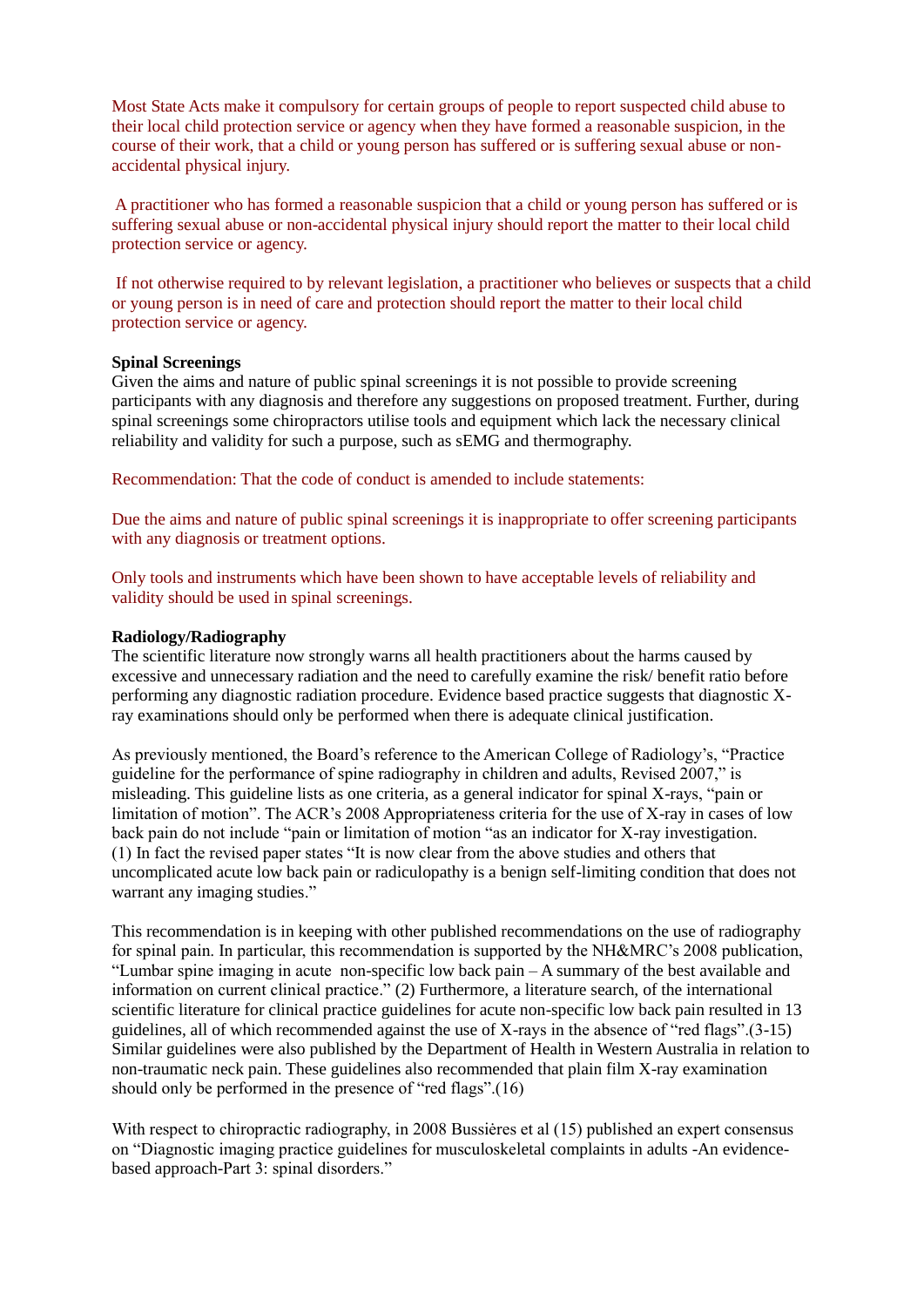Most State Acts make it compulsory for certain groups of people to report suspected child abuse to their local child protection service or agency when they have formed a reasonable suspicion, in the course of their work, that a child or young person has suffered or is suffering sexual abuse or non-accidental physical injury.

A practitioner who has formed a reasonable suspicion that a child or young person has suffered or is suffering sexual abuse or non-accidental physical injury should report the matter to their local child protection service or agency.

If not otherwise required to by relevant legislation, a practitioner who believes or suspects that a child or young person is in need of care and protection should report the matter to their local child protection service or agency.

**Spinal Screenings**

Given the aims and nature of public spinal screenings it is not possible to provide screening participants with any diagnosis and therefore any suggestions on proposed treatment. Further, during spinal screenings some chiropractors utilise tools and equipment which lack the necessary clinical reliability and validity for such a purpose, such as sEMG and thermography.

Recommendation: That the code of conduct is amended to include statements:

Due the aims and nature of public spinal screenings it is inappropriate to offer screening participants with any diagnosis or treatment options.

Only tools and instruments which have been shown to have acceptable levels of reliability and validity should be used in spinal screenings.

**Radiology/Radiography**

The scientific literature now strongly warns all health practitioners about the harms caused by excessive and unnecessary radiation and the need to carefully examine the risk/ benefit ratio before performing any diagnostic radiation procedure. Evidence based practice suggests that diagnostic X-ray examinations should only be performed when there is adequate clinical justification.

As previously mentioned, the Board's reference to the American College of Radiology's, "Practice guideline for the performance of spine radiography in children and adults, Revised 2007," is misleading. This guideline lists as one criteria, as a general indicator for spinal X-rays, "pain or limitation of motion". The ACR's 2008 Appropriateness criteria for the use of X-ray in cases of low back pain do not include "pain or limitation of motion "as an indicator for X-ray investigation. (1) In fact the revised paper states "It is now clear from the above studies and others that uncomplicated acute low back pain or radiculopathy is a benign self-limiting condition that does not warrant any imaging studies."

This recommendation is in keeping with other published recommendations on the use of radiography for spinal pain. In particular, this recommendation is supported by the NH&MRC's 2008 publication, "Lumbar spine imaging in acute non-specific low back pain – A summary of the best available and information on current clinical practice." (2) Furthermore, a literature search, of the international scientific literature for clinical practice guidelines for acute non-specific low back pain resulted in 13 guidelines, all of which recommended against the use of X-rays in the absence of "red flags".(3-15) Similar guidelines were also published by the Department of Health in Western Australia in relation to non-traumatic neck pain. These guidelines also recommended that plain film X-ray examination should only be performed in the presence of "red flags".(16)

With respect to chiropractic radiography, in 2008 Bussières et al (15) published an expert consensus on "Diagnostic imaging practice guidelines for musculoskeletal complaints in adults -An evidence-based approach-Part 3: spinal disorders."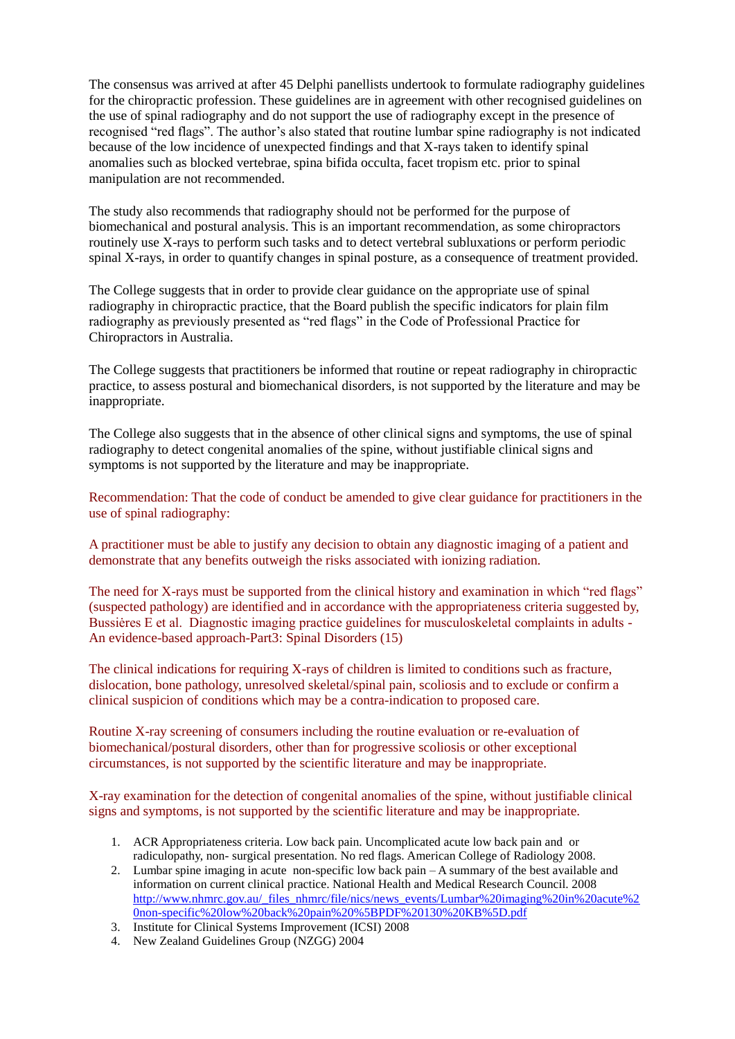The consensus was arrived at after 45 Delphi panellists undertook to formulate radiography guidelines for the chiropractic profession. These guidelines are in agreement with other recognised guidelines on the use of spinal radiography and do not support the use of radiography except in the presence of recognised "red flags". The author's also stated that routine lumbar spine radiography is not indicated because of the low incidence of unexpected findings and that X-rays taken to identify spinal anomalies such as blocked vertebrae, spina bifida occulta, facet tropism etc. prior to spinal manipulation are not recommended.

The study also recommends that radiography should not be performed for the purpose of biomechanical and postural analysis. This is an important recommendation, as some chiropractors routinely use X-rays to perform such tasks and to detect vertebral subluxations or perform periodic spinal X-rays, in order to quantify changes in spinal posture, as a consequence of treatment provided.

The College suggests that in order to provide clear guidance on the appropriate use of spinal radiography in chiropractic practice, that the Board publish the specific indicators for plain film radiography as previously presented as "red flags" in the Code of Professional Practice for Chiropractors in Australia.

The College suggests that practitioners be informed that routine or repeat radiography in chiropractic practice, to assess postural and biomechanical disorders, is not supported by the literature and may be inappropriate.

The College also suggests that in the absence of other clinical signs and symptoms, the use of spinal radiography to detect congenital anomalies of the spine, without justifiable clinical signs and symptoms is not supported by the literature and may be inappropriate.

Recommendation: That the code of conduct be amended to give clear guidance for practitioners in the use of spinal radiography:

A practitioner must be able to justify any decision to obtain any diagnostic imaging of a patient and demonstrate that any benefits outweigh the risks associated with ionizing radiation.

The need for X-rays must be supported from the clinical history and examination in which "red flags" (suspected pathology) are identified and in accordance with the appropriateness criteria suggested by, Bussières E et al. Diagnostic imaging practice guidelines for musculoskeletal complaints in adults - An evidence-based approach-Part3: Spinal Disorders (15)

The clinical indications for requiring X-rays of children is limited to conditions such as fracture, dislocation, bone pathology, unresolved skeletal/spinal pain, scoliosis and to exclude or confirm a clinical suspicion of conditions which may be a contra-indication to proposed care.

Routine X-ray screening of consumers including the routine evaluation or re-evaluation of biomechanical/postural disorders, other than for progressive scoliosis or other exceptional circumstances, is not supported by the scientific literature and may be inappropriate.

X-ray examination for the detection of congenital anomalies of the spine, without justifiable clinical signs and symptoms, is not supported by the scientific literature and may be inappropriate.

1. ACR Appropriateness criteria. Low back pain. Uncomplicated acute low back pain and or radiculopathy, non- surgical presentation. No red flags. American College of Radiology 2008.
2. Lumbar spine imaging in acute non-specific low back pain – A summary of the best available and information on current clinical practice. National Health and Medical Research Council. 2008 http://www.nhmrc.gov.au/_files_nhmrc/file/nics/news_events/Lumbar%20imaging%20in%20acute%20non-specific%20low%20back%20pain%20%5BPDF%20130%20KB%5D.pdf
3. Institute for Clinical Systems Improvement (ICSI) 2008
4. New Zealand Guidelines Group (NZGG) 2004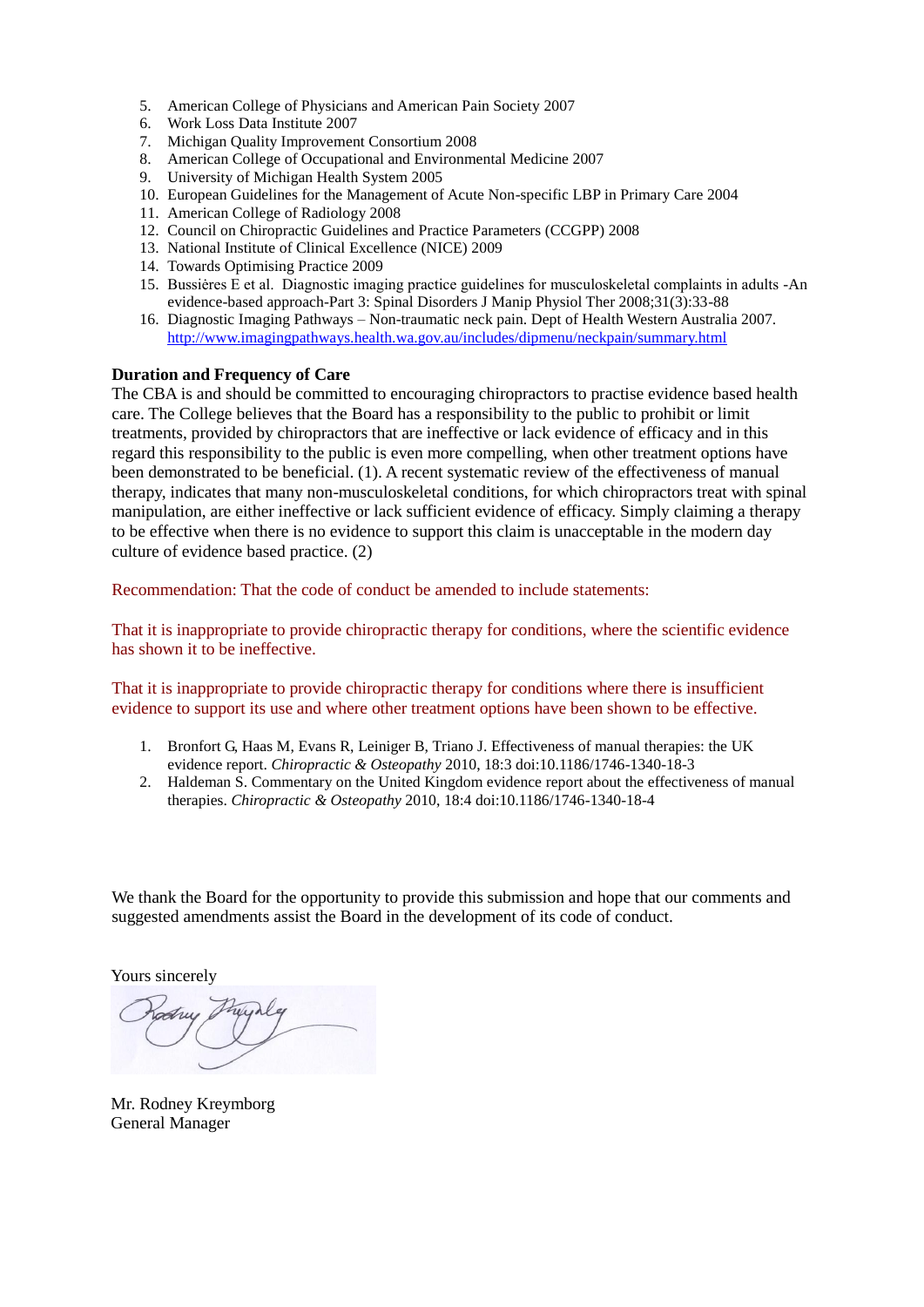5. American College of Physicians and American Pain Society 2007
6. Work Loss Data Institute 2007
7. Michigan Quality Improvement Consortium 2008
8. American College of Occupational and Environmental Medicine 2007
9. University of Michigan Health System 2005
10. European Guidelines for the Management of Acute Non-specific LBP in Primary Care 2004
11. American College of Radiology 2008
12. Council on Chiropractic Guidelines and Practice Parameters (CCGPP) 2008
13. National Institute of Clinical Excellence (NICE) 2009
14. Towards Optimising Practice 2009
15. Bussières E et al. Diagnostic imaging practice guidelines for musculoskeletal complaints in adults -An evidence-based approach-Part 3: Spinal Disorders J Manip Physiol Ther 2008;31(3):33-88
16. Diagnostic Imaging Pathways – Non-traumatic neck pain. Dept of Health Western Australia 2007. http://www.imagingpathways.health.wa.gov.au/includes/dipmenu/neckpain/summary.html

**Duration and Frequency of Care**

The CBA is and should be committed to encouraging chiropractors to practise evidence based health care. The College believes that the Board has a responsibility to the public to prohibit or limit treatments, provided by chiropractors that are ineffective or lack evidence of efficacy and in this regard this responsibility to the public is even more compelling, when other treatment options have been demonstrated to be beneficial. (1). A recent systematic review of the effectiveness of manual therapy, indicates that many non-musculoskeletal conditions, for which chiropractors treat with spinal manipulation, are either ineffective or lack sufficient evidence of efficacy. Simply claiming a therapy to be effective when there is no evidence to support this claim is unacceptable in the modern day culture of evidence based practice. (2)

Recommendation: That the code of conduct be amended to include statements:

That it is inappropriate to provide chiropractic therapy for conditions, where the scientific evidence has shown it to be ineffective.

That it is inappropriate to provide chiropractic therapy for conditions where there is insufficient evidence to support its use and where other treatment options have been shown to be effective.

1. Bronfort G, Haas M, Evans R, Leiniger B, Triano J. Effectiveness of manual therapies: the UK evidence report. *Chiropractic & Osteopathy* 2010, 18:3 doi:10.1186/1746-1340-18-3
2. Haldeman S. Commentary on the United Kingdom evidence report about the effectiveness of manual therapies. *Chiropractic & Osteopathy* 2010, 18:4 doi:10.1186/1746-1340-18-4

We thank the Board for the opportunity to provide this submission and hope that our comments and suggested amendments assist the Board in the development of its code of conduct.

Yours sincerely

Mr. Rodney Kreymborg
General Manager